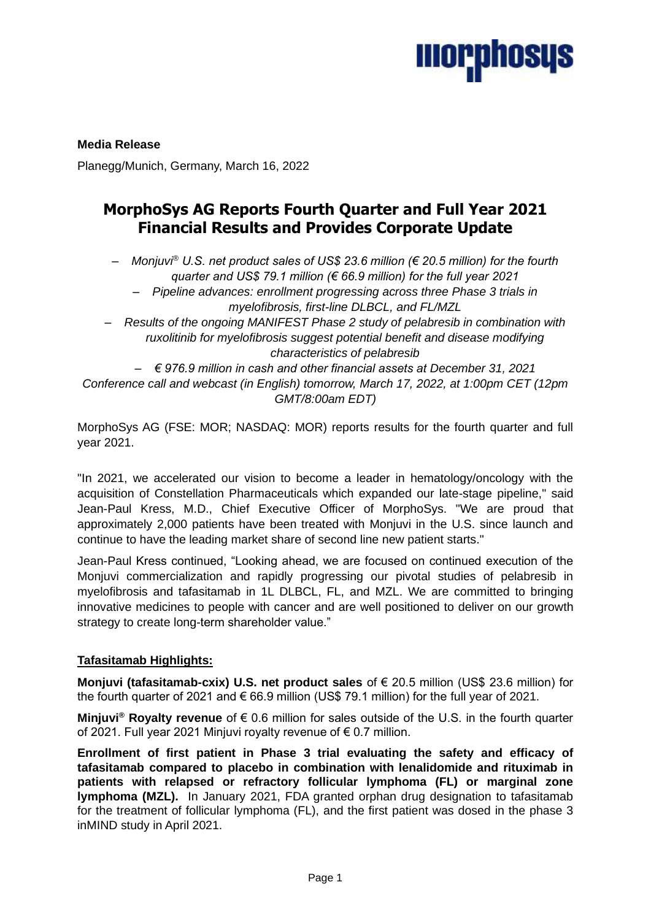**Media Release**

Planegg/Munich, Germany, March 16, 2022

# MorphoSys AG Reports Fourth Quarter and Full Year 2021 Financial Results and Provides Corporate Update

- *Monjuvi® U.S. net product sales of US$ 23.6 million (€ 20.5 million) for the fourth quarter and US$ 79.1 million (€ 66.9 million) for the full year 2021*
- *Pipeline advances: enrollment progressing across three Phase 3 trials in myelofibrosis, first-line DLBCL, and FL/MZL*
- *Results of the ongoing MANIFEST Phase 2 study of pelabresib in combination with ruxolitinib for myelofibrosis suggest potential benefit and disease modifying characteristics of pelabresib*
- *€ 976.9 million in cash and other financial assets at December 31, 2021*

*Conference call and webcast (in English) tomorrow, March 17, 2022, at 1:00pm CET (12pm GMT/8:00am EDT)*

MorphoSys AG (FSE: MOR; NASDAQ: MOR) reports results for the fourth quarter and full year 2021.

"In 2021, we accelerated our vision to become a leader in hematology/oncology with the acquisition of Constellation Pharmaceuticals which expanded our late-stage pipeline," said Jean-Paul Kress, M.D., Chief Executive Officer of MorphoSys. "We are proud that approximately 2,000 patients have been treated with Monjuvi in the U.S. since launch and continue to have the leading market share of second line new patient starts."

Jean-Paul Kress continued, "Looking ahead, we are focused on continued execution of the Monjuvi commercialization and rapidly progressing our pivotal studies of pelabresib in myelofibrosis and tafasitamab in 1L DLBCL, FL, and MZL. We are committed to bringing innovative medicines to people with cancer and are well positioned to deliver on our growth strategy to create long-term shareholder value."

**Tafasitamab Highlights:**

**Monjuvi (tafasitamab-cxix) U.S. net product sales** of € 20.5 million (US$ 23.6 million) for the fourth quarter of 2021 and € 66.9 million (US$ 79.1 million) for the full year of 2021.

**Minjuvi® Royalty revenue** of € 0.6 million for sales outside of the U.S. in the fourth quarter of 2021. Full year 2021 Minjuvi royalty revenue of € 0.7 million.

**Enrollment of first patient in Phase 3 trial evaluating the safety and efficacy of tafasitamab compared to placebo in combination with lenalidomide and rituximab in patients with relapsed or refractory follicular lymphoma (FL) or marginal zone lymphoma (MZL).** In January 2021, FDA granted orphan drug designation to tafasitamab for the treatment of follicular lymphoma (FL), and the first patient was dosed in the phase 3 inMIND study in April 2021.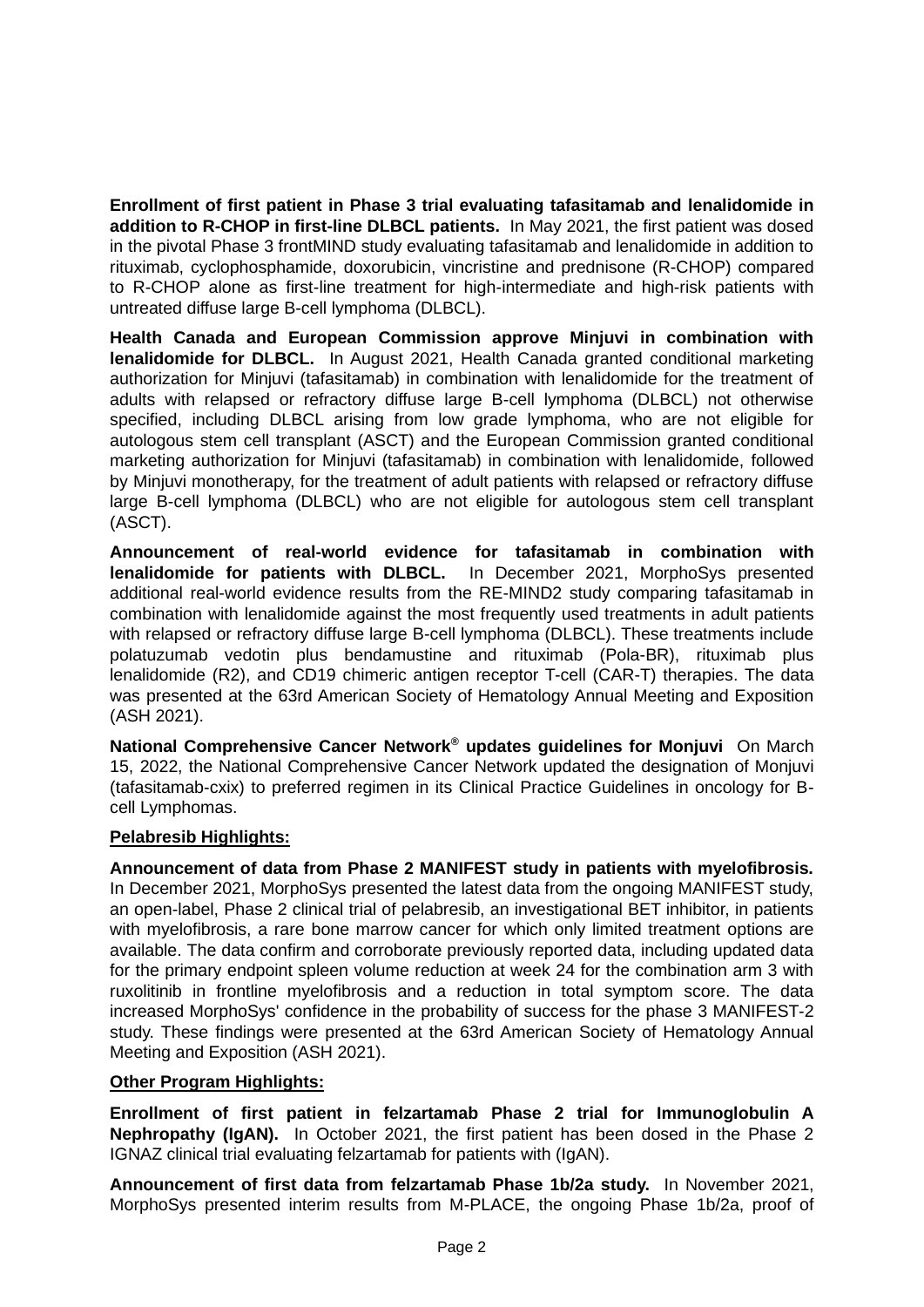**Enrollment of first patient in Phase 3 trial evaluating tafasitamab and lenalidomide in addition to R-CHOP in first-line DLBCL patients.** In May 2021, the first patient was dosed in the pivotal Phase 3 frontMIND study evaluating tafasitamab and lenalidomide in addition to rituximab, cyclophosphamide, doxorubicin, vincristine and prednisone (R-CHOP) compared to R-CHOP alone as first-line treatment for high-intermediate and high-risk patients with untreated diffuse large B-cell lymphoma (DLBCL).

**Health Canada and European Commission approve Minjuvi in combination with lenalidomide for DLBCL.** In August 2021, Health Canada granted conditional marketing authorization for Minjuvi (tafasitamab) in combination with lenalidomide for the treatment of adults with relapsed or refractory diffuse large B-cell lymphoma (DLBCL) not otherwise specified, including DLBCL arising from low grade lymphoma, who are not eligible for autologous stem cell transplant (ASCT) and the European Commission granted conditional marketing authorization for Minjuvi (tafasitamab) in combination with lenalidomide, followed by Minjuvi monotherapy, for the treatment of adult patients with relapsed or refractory diffuse large B-cell lymphoma (DLBCL) who are not eligible for autologous stem cell transplant (ASCT).

**Announcement of real-world evidence for tafasitamab in combination with lenalidomide for patients with DLBCL.** In December 2021, MorphoSys presented additional real-world evidence results from the RE-MIND2 study comparing tafasitamab in combination with lenalidomide against the most frequently used treatments in adult patients with relapsed or refractory diffuse large B-cell lymphoma (DLBCL). These treatments include polatuzumab vedotin plus bendamustine and rituximab (Pola-BR), rituximab plus lenalidomide (R2), and CD19 chimeric antigen receptor T-cell (CAR-T) therapies. The data was presented at the 63rd American Society of Hematology Annual Meeting and Exposition (ASH 2021).

**National Comprehensive Cancer Network® updates guidelines for Monjuvi** On March 15, 2022, the National Comprehensive Cancer Network updated the designation of Monjuvi (tafasitamab-cxix) to preferred regimen in its Clinical Practice Guidelines in oncology for B-cell Lymphomas.

**Pelabresib Highlights:**

**Announcement of data from Phase 2 MANIFEST study in patients with myelofibrosis.** In December 2021, MorphoSys presented the latest data from the ongoing MANIFEST study, an open-label, Phase 2 clinical trial of pelabresib, an investigational BET inhibitor, in patients with myelofibrosis, a rare bone marrow cancer for which only limited treatment options are available. The data confirm and corroborate previously reported data, including updated data for the primary endpoint spleen volume reduction at week 24 for the combination arm 3 with ruxolitinib in frontline myelofibrosis and a reduction in total symptom score. The data increased MorphoSys' confidence in the probability of success for the phase 3 MANIFEST-2 study. These findings were presented at the 63rd American Society of Hematology Annual Meeting and Exposition (ASH 2021).

**Other Program Highlights:**

**Enrollment of first patient in felzartamab Phase 2 trial for Immunoglobulin A Nephropathy (IgAN).** In October 2021, the first patient has been dosed in the Phase 2 IGNAZ clinical trial evaluating felzartamab for patients with (IgAN).

**Announcement of first data from felzartamab Phase 1b/2a study.** In November 2021, MorphoSys presented interim results from M-PLACE, the ongoing Phase 1b/2a, proof of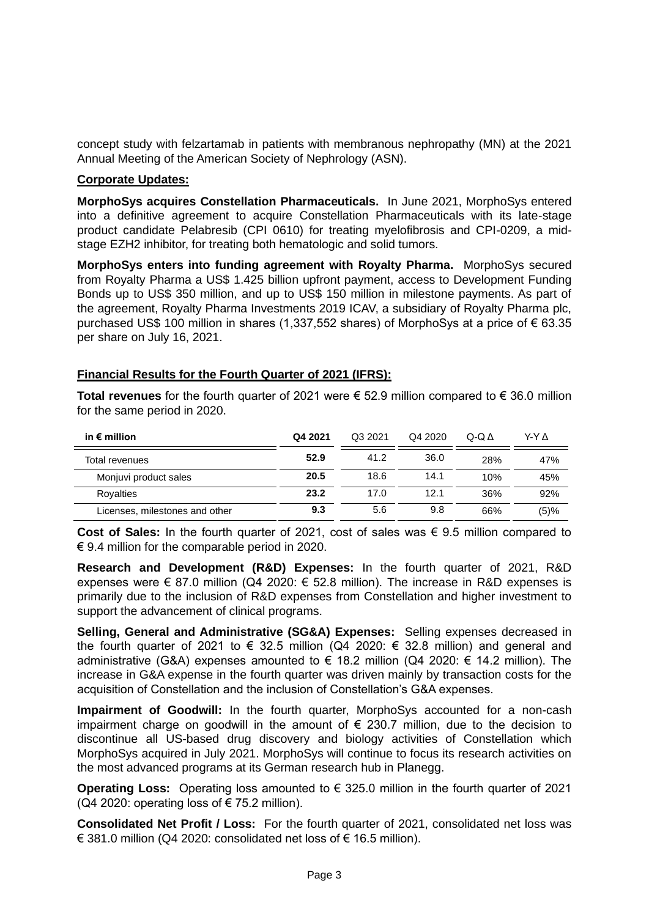concept study with felzartamab in patients with membranous nephropathy (MN) at the 2021 Annual Meeting of the American Society of Nephrology (ASN).

**Corporate Updates:**

**MorphoSys acquires Constellation Pharmaceuticals.** In June 2021, MorphoSys entered into a definitive agreement to acquire Constellation Pharmaceuticals with its late-stage product candidate Pelabresib (CPI 0610) for treating myelofibrosis and CPI-0209, a mid-stage EZH2 inhibitor, for treating both hematologic and solid tumors.

**MorphoSys enters into funding agreement with Royalty Pharma.** MorphoSys secured from Royalty Pharma a US$ 1.425 billion upfront payment, access to Development Funding Bonds up to US$ 350 million, and up to US$ 150 million in milestone payments. As part of the agreement, Royalty Pharma Investments 2019 ICAV, a subsidiary of Royalty Pharma plc, purchased US$ 100 million in shares (1,337,552 shares) of MorphoSys at a price of € 63.35 per share on July 16, 2021.

**Financial Results for the Fourth Quarter of 2021 (IFRS):**

**Total revenues** for the fourth quarter of 2021 were € 52.9 million compared to € 36.0 million for the same period in 2020.

| in € million | Q4 2021 | Q3 2021 | Q4 2020 | Q-Q Δ | Y-Y Δ |
|---|---|---|---|---|---|
| Total revenues | **52.9** | 41.2 | 36.0 | 28% | 47% |
| Monjuvi product sales | **20.5** | 18.6 | 14.1 | 10% | 45% |
| Royalties | **23.2** | 17.0 | 12.1 | 36% | 92% |
| Licenses, milestones and other | **9.3** | 5.6 | 9.8 | 66% | (5)% |

**Cost of Sales:** In the fourth quarter of 2021, cost of sales was € 9.5 million compared to € 9.4 million for the comparable period in 2020.

**Research and Development (R&D) Expenses:** In the fourth quarter of 2021, R&D expenses were € 87.0 million (Q4 2020: € 52.8 million). The increase in R&D expenses is primarily due to the inclusion of R&D expenses from Constellation and higher investment to support the advancement of clinical programs.

**Selling, General and Administrative (SG&A) Expenses:** Selling expenses decreased in the fourth quarter of 2021 to € 32.5 million (Q4 2020: € 32.8 million) and general and administrative (G&A) expenses amounted to € 18.2 million (Q4 2020: € 14.2 million). The increase in G&A expense in the fourth quarter was driven mainly by transaction costs for the acquisition of Constellation and the inclusion of Constellation's G&A expenses.

**Impairment of Goodwill:** In the fourth quarter, MorphoSys accounted for a non-cash impairment charge on goodwill in the amount of € 230.7 million, due to the decision to discontinue all US-based drug discovery and biology activities of Constellation which MorphoSys acquired in July 2021. MorphoSys will continue to focus its research activities on the most advanced programs at its German research hub in Planegg.

**Operating Loss:** Operating loss amounted to € 325.0 million in the fourth quarter of 2021 (Q4 2020: operating loss of € 75.2 million).

**Consolidated Net Profit / Loss:** For the fourth quarter of 2021, consolidated net loss was € 381.0 million (Q4 2020: consolidated net loss of € 16.5 million).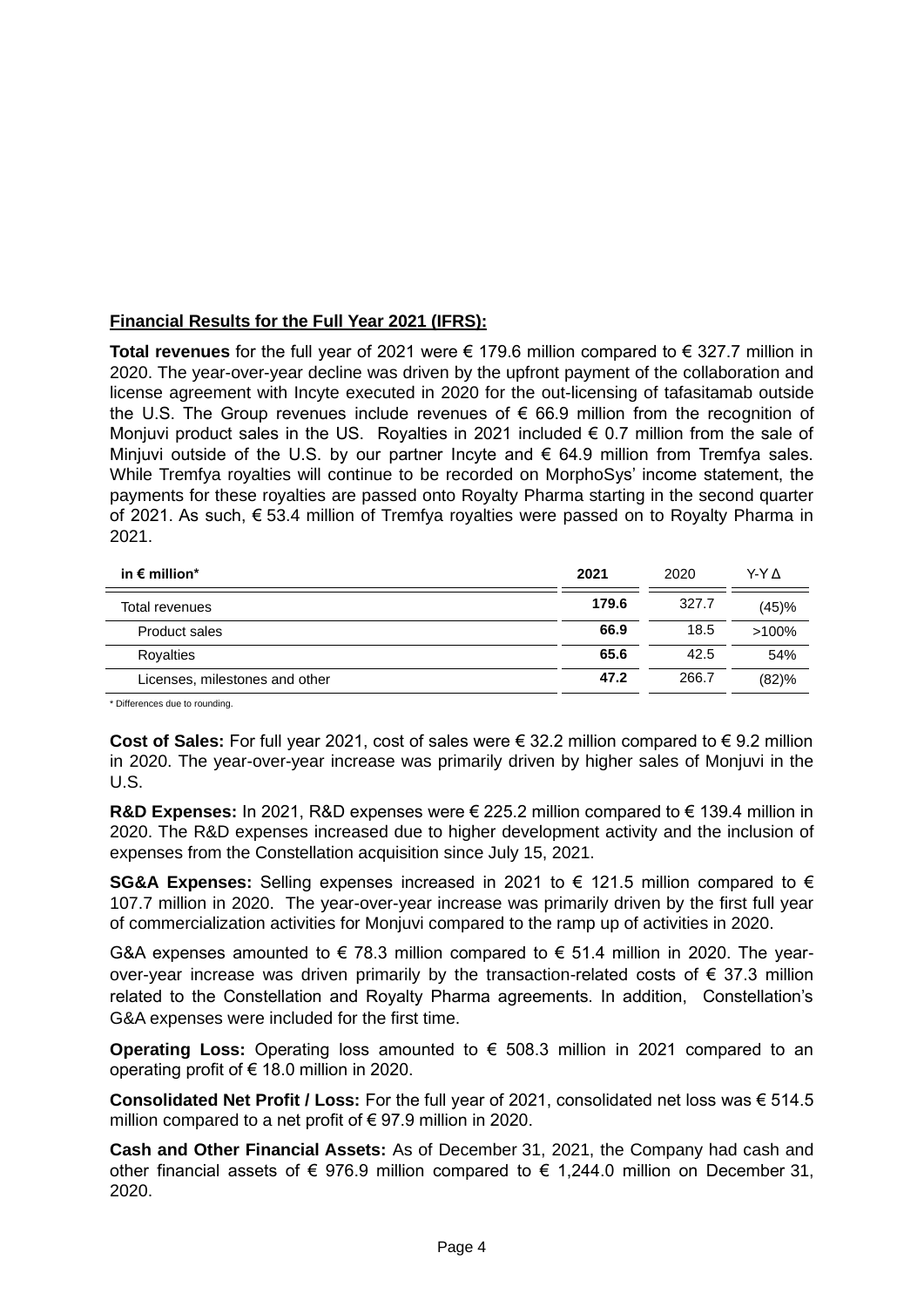**Financial Results for the Full Year 2021 (IFRS):**

**Total revenues** for the full year of 2021 were € 179.6 million compared to € 327.7 million in 2020. The year-over-year decline was driven by the upfront payment of the collaboration and license agreement with Incyte executed in 2020 for the out-licensing of tafasitamab outside the U.S. The Group revenues include revenues of € 66.9 million from the recognition of Monjuvi product sales in the US. Royalties in 2021 included € 0.7 million from the sale of Minjuvi outside of the U.S. by our partner Incyte and € 64.9 million from Tremfya sales. While Tremfya royalties will continue to be recorded on MorphoSys' income statement, the payments for these royalties are passed onto Royalty Pharma starting in the second quarter of 2021. As such, € 53.4 million of Tremfya royalties were passed on to Royalty Pharma in 2021.

| in € million* | 2021 | 2020 | Y-Y Δ |
|---|---|---|---|
| Total revenues | **179.6** | 327.7 | (45)% |
| Product sales | **66.9** | 18.5 | >100% |
| Royalties | **65.6** | 42.5 | 54% |
| Licenses, milestones and other | **47.2** | 266.7 | (82)% |

* Differences due to rounding.

**Cost of Sales:** For full year 2021, cost of sales were € 32.2 million compared to € 9.2 million in 2020. The year-over-year increase was primarily driven by higher sales of Monjuvi in the U.S.

**R&D Expenses:** In 2021, R&D expenses were € 225.2 million compared to € 139.4 million in 2020. The R&D expenses increased due to higher development activity and the inclusion of expenses from the Constellation acquisition since July 15, 2021.

**SG&A Expenses:** Selling expenses increased in 2021 to € 121.5 million compared to € 107.7 million in 2020. The year-over-year increase was primarily driven by the first full year of commercialization activities for Monjuvi compared to the ramp up of activities in 2020.

G&A expenses amounted to € 78.3 million compared to € 51.4 million in 2020. The year-over-year increase was driven primarily by the transaction-related costs of € 37.3 million related to the Constellation and Royalty Pharma agreements. In addition, Constellation's G&A expenses were included for the first time.

**Operating Loss:** Operating loss amounted to € 508.3 million in 2021 compared to an operating profit of € 18.0 million in 2020.

**Consolidated Net Profit / Loss:** For the full year of 2021, consolidated net loss was € 514.5 million compared to a net profit of € 97.9 million in 2020.

**Cash and Other Financial Assets:** As of December 31, 2021, the Company had cash and other financial assets of € 976.9 million compared to € 1,244.0 million on December 31, 2020.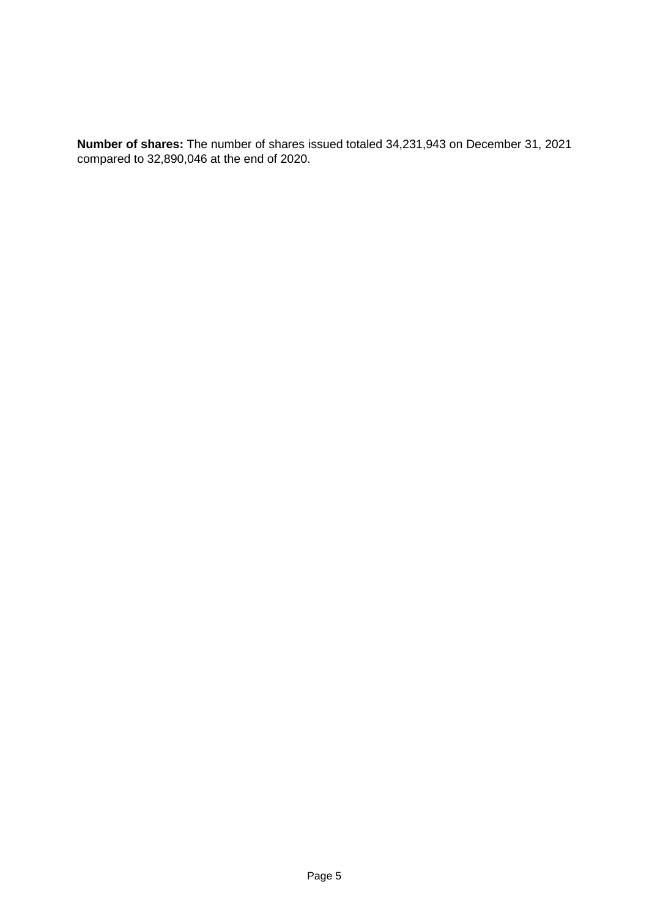**Number of shares:** The number of shares issued totaled 34,231,943 on December 31, 2021 compared to 32,890,046 at the end of 2020.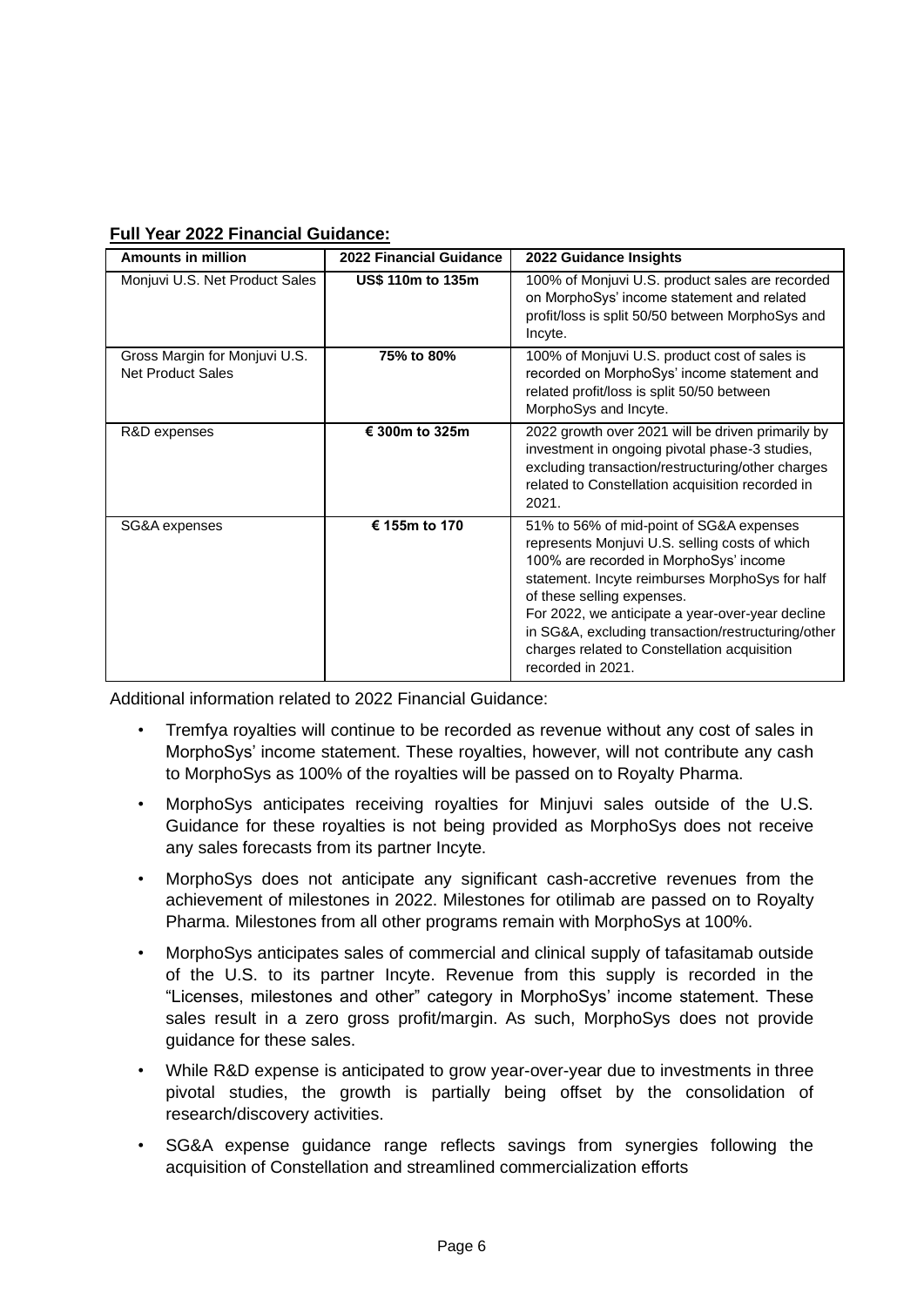**Full Year 2022 Financial Guidance:**

| Amounts in million | 2022 Financial Guidance | 2022 Guidance Insights |
|---|---|---|
| Monjuvi U.S. Net Product Sales | **US$ 110m to 135m** | 100% of Monjuvi U.S. product sales are recorded on MorphoSys' income statement and related profit/loss is split 50/50 between MorphoSys and Incyte. |
| Gross Margin for Monjuvi U.S. Net Product Sales | **75% to 80%** | 100% of Monjuvi U.S. product cost of sales is recorded on MorphoSys' income statement and related profit/loss is split 50/50 between MorphoSys and Incyte. |
| R&D expenses | **€ 300m to 325m** | 2022 growth over 2021 will be driven primarily by investment in ongoing pivotal phase-3 studies, excluding transaction/restructuring/other charges related to Constellation acquisition recorded in 2021. |
| SG&A expenses | **€ 155m to 170** | 51% to 56% of mid-point of SG&A expenses represents Monjuvi U.S. selling costs of which 100% are recorded in MorphoSys' income statement. Incyte reimburses MorphoSys for half of these selling expenses.<br>For 2022, we anticipate a year-over-year decline in SG&A, excluding transaction/restructuring/other charges related to Constellation acquisition recorded in 2021. |

Additional information related to 2022 Financial Guidance:

- Tremfya royalties will continue to be recorded as revenue without any cost of sales in MorphoSys' income statement. These royalties, however, will not contribute any cash to MorphoSys as 100% of the royalties will be passed on to Royalty Pharma.
- MorphoSys anticipates receiving royalties for Minjuvi sales outside of the U.S. Guidance for these royalties is not being provided as MorphoSys does not receive any sales forecasts from its partner Incyte.
- MorphoSys does not anticipate any significant cash-accretive revenues from the achievement of milestones in 2022. Milestones for otilimab are passed on to Royalty Pharma. Milestones from all other programs remain with MorphoSys at 100%.
- MorphoSys anticipates sales of commercial and clinical supply of tafasitamab outside of the U.S. to its partner Incyte. Revenue from this supply is recorded in the "Licenses, milestones and other" category in MorphoSys' income statement. These sales result in a zero gross profit/margin. As such, MorphoSys does not provide guidance for these sales.
- While R&D expense is anticipated to grow year-over-year due to investments in three pivotal studies, the growth is partially being offset by the consolidation of research/discovery activities.
- SG&A expense guidance range reflects savings from synergies following the acquisition of Constellation and streamlined commercialization efforts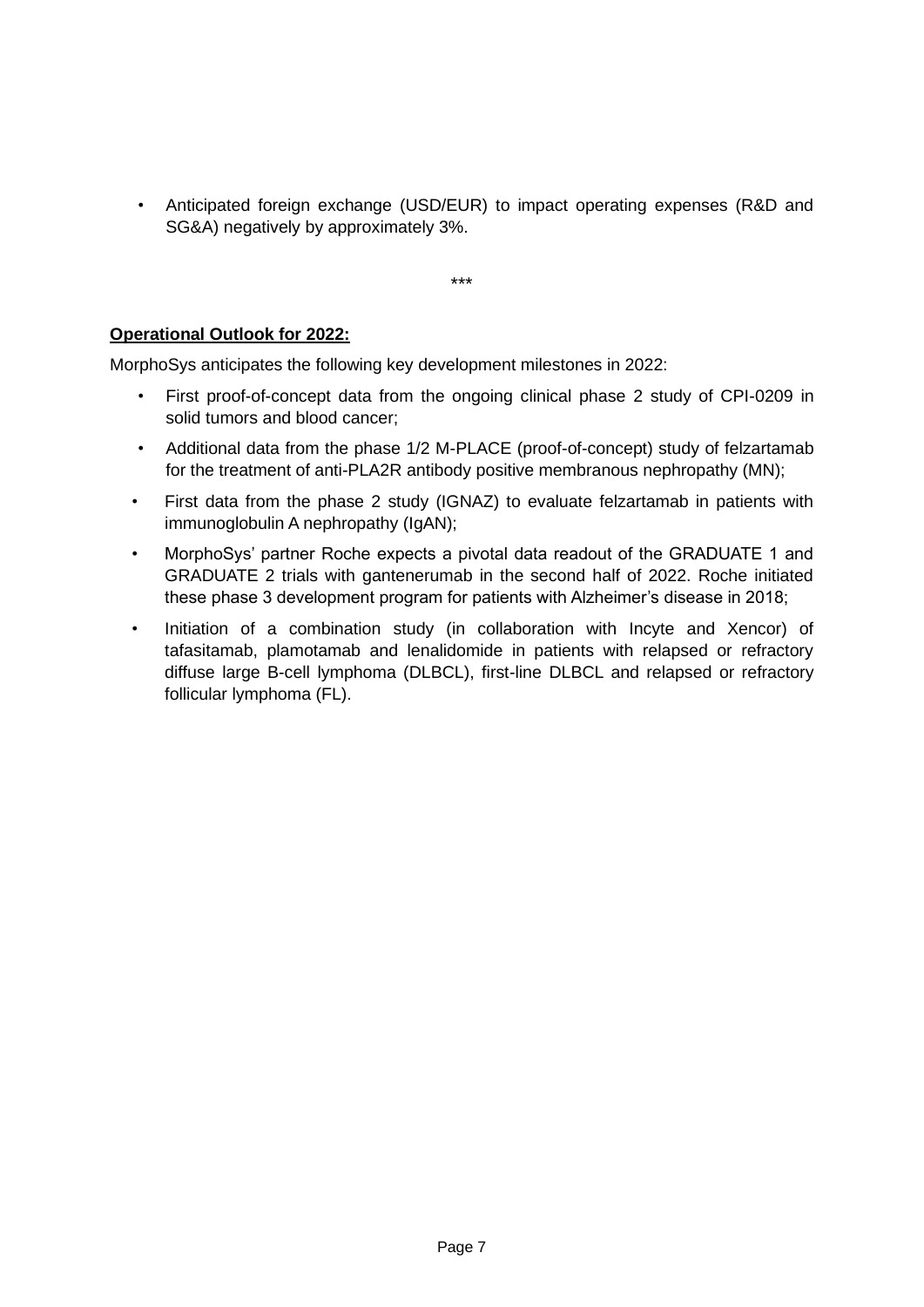- Anticipated foreign exchange (USD/EUR) to impact operating expenses (R&D and SG&A) negatively by approximately 3%.

***

**Operational Outlook for 2022:**

MorphoSys anticipates the following key development milestones in 2022:

- First proof-of-concept data from the ongoing clinical phase 2 study of CPI-0209 in solid tumors and blood cancer;
- Additional data from the phase 1/2 M-PLACE (proof-of-concept) study of felzartamab for the treatment of anti-PLA2R antibody positive membranous nephropathy (MN);
- First data from the phase 2 study (IGNAZ) to evaluate felzartamab in patients with immunoglobulin A nephropathy (IgAN);
- MorphoSys' partner Roche expects a pivotal data readout of the GRADUATE 1 and GRADUATE 2 trials with gantenerumab in the second half of 2022. Roche initiated these phase 3 development program for patients with Alzheimer's disease in 2018;
- Initiation of a combination study (in collaboration with Incyte and Xencor) of tafasitamab, plamotamab and lenalidomide in patients with relapsed or refractory diffuse large B-cell lymphoma (DLBCL), first-line DLBCL and relapsed or refractory follicular lymphoma (FL).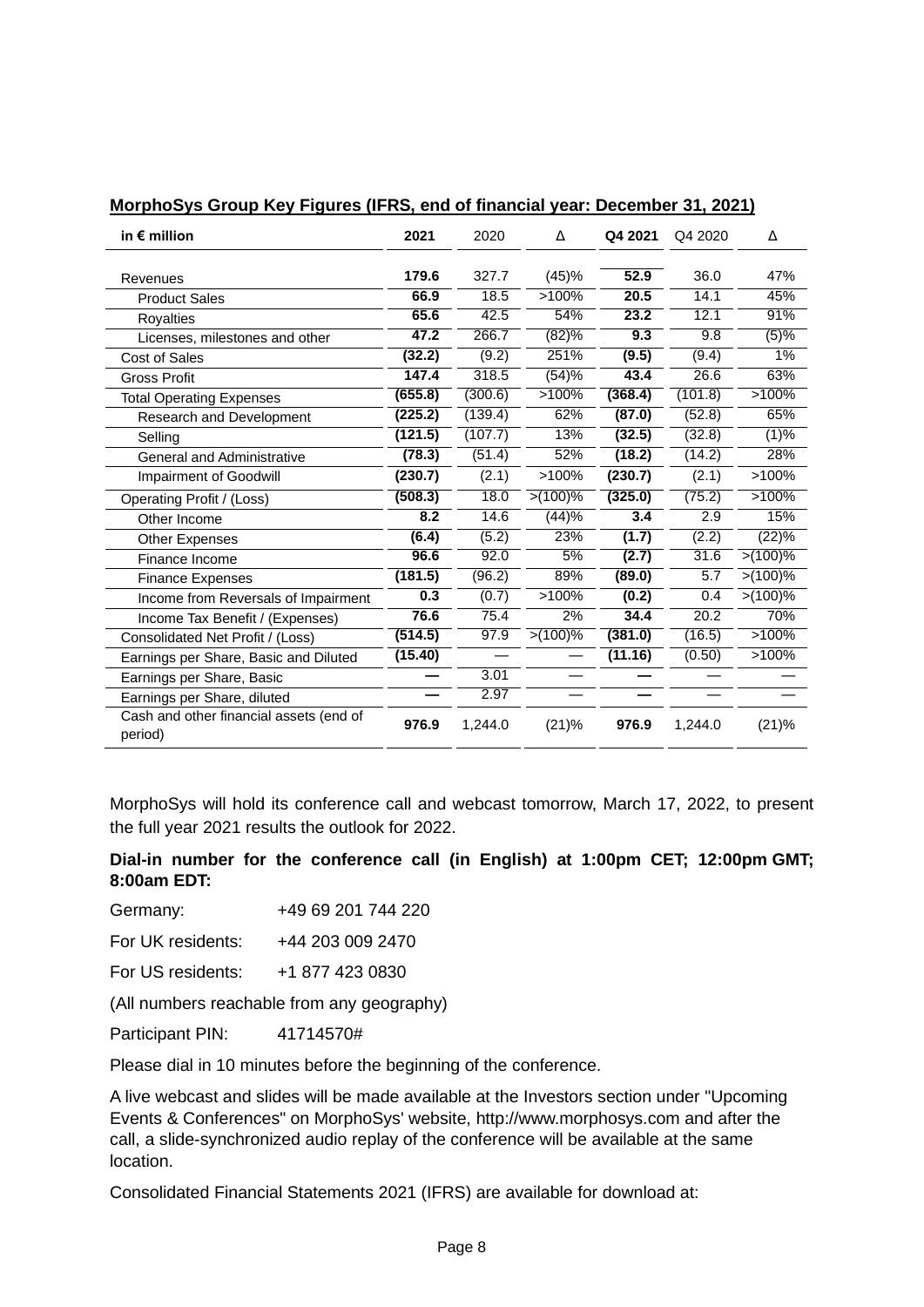**MorphoSys Group Key Figures (IFRS, end of financial year: December 31, 2021)**

| in € million | 2021 | 2020 | Δ | Q4 2021 | Q4 2020 | Δ |
|---|---|---|---|---|---|---|
| Revenues | **179.6** | 327.7 | (45)% | **52.9** | 36.0 | 47% |
| Product Sales | **66.9** | 18.5 | >100% | **20.5** | 14.1 | 45% |
| Royalties | **65.6** | 42.5 | 54% | **23.2** | 12.1 | 91% |
| Licenses, milestones and other | **47.2** | 266.7 | (82)% | **9.3** | 9.8 | (5)% |
| Cost of Sales | **(32.2)** | (9.2) | 251% | **(9.5)** | (9.4) | 1% |
| Gross Profit | **147.4** | 318.5 | (54)% | **43.4** | 26.6 | 63% |
| Total Operating Expenses | **(655.8)** | (300.6) | >100% | **(368.4)** | (101.8) | >100% |
| Research and Development | **(225.2)** | (139.4) | 62% | **(87.0)** | (52.8) | 65% |
| Selling | **(121.5)** | (107.7) | 13% | **(32.5)** | (32.8) | (1)% |
| General and Administrative | **(78.3)** | (51.4) | 52% | **(18.2)** | (14.2) | 28% |
| Impairment of Goodwill | **(230.7)** | (2.1) | >100% | **(230.7)** | (2.1) | >100% |
| Operating Profit / (Loss) | **(508.3)** | 18.0 | >(100)% | **(325.0)** | (75.2) | >100% |
| Other Income | **8.2** | 14.6 | (44)% | **3.4** | 2.9 | 15% |
| Other Expenses | **(6.4)** | (5.2) | 23% | **(1.7)** | (2.2) | (22)% |
| Finance Income | **96.6** | 92.0 | 5% | **(2.7)** | 31.6 | >(100)% |
| Finance Expenses | **(181.5)** | (96.2) | 89% | **(89.0)** | 5.7 | >(100)% |
| Income from Reversals of Impairment | **0.3** | (0.7) | >100% | **(0.2)** | 0.4 | >(100)% |
| Income Tax Benefit / (Expenses) | **76.6** | 75.4 | 2% | **34.4** | 20.2 | 70% |
| Consolidated Net Profit / (Loss) | **(514.5)** | 97.9 | >(100)% | **(381.0)** | (16.5) | >100% |
| Earnings per Share, Basic and Diluted | **(15.40)** | — | — | **(11.16)** | (0.50) | >100% |
| Earnings per Share, Basic | **—** | 3.01 | — | **—** | — | — |
| Earnings per Share, diluted | **—** | 2.97 | — | **—** | — | — |
| Cash and other financial assets (end of period) | **976.9** | 1,244.0 | (21)% | **976.9** | 1,244.0 | (21)% |

MorphoSys will hold its conference call and webcast tomorrow, March 17, 2022, to present the full year 2021 results the outlook for 2022.

**Dial-in number for the conference call (in English) at 1:00pm CET; 12:00pm GMT; 8:00am EDT:**

Germany: +49 69 201 744 220

For UK residents: +44 203 009 2470

For US residents: +1 877 423 0830

(All numbers reachable from any geography)

Participant PIN: 41714570#

Please dial in 10 minutes before the beginning of the conference.

A live webcast and slides will be made available at the Investors section under "Upcoming Events & Conferences" on MorphoSys' website, http://www.morphosys.com and after the call, a slide-synchronized audio replay of the conference will be available at the same location.

Consolidated Financial Statements 2021 (IFRS) are available for download at: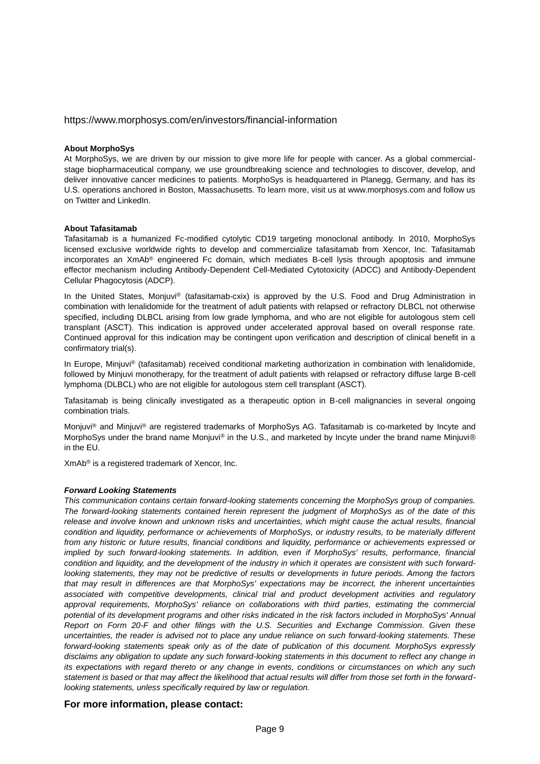https://www.morphosys.com/en/investors/financial-information

**About MorphoSys**

At MorphoSys, we are driven by our mission to give more life for people with cancer. As a global commercial-stage biopharmaceutical company, we use groundbreaking science and technologies to discover, develop, and deliver innovative cancer medicines to patients. MorphoSys is headquartered in Planegg, Germany, and has its U.S. operations anchored in Boston, Massachusetts. To learn more, visit us at www.morphosys.com and follow us on Twitter and LinkedIn.

**About Tafasitamab**

Tafasitamab is a humanized Fc-modified cytolytic CD19 targeting monoclonal antibody. In 2010, MorphoSys licensed exclusive worldwide rights to develop and commercialize tafasitamab from Xencor, Inc. Tafasitamab incorporates an XmAb® engineered Fc domain, which mediates B-cell lysis through apoptosis and immune effector mechanism including Antibody-Dependent Cell-Mediated Cytotoxicity (ADCC) and Antibody-Dependent Cellular Phagocytosis (ADCP).

In the United States, Monjuvi® (tafasitamab-cxix) is approved by the U.S. Food and Drug Administration in combination with lenalidomide for the treatment of adult patients with relapsed or refractory DLBCL not otherwise specified, including DLBCL arising from low grade lymphoma, and who are not eligible for autologous stem cell transplant (ASCT). This indication is approved under accelerated approval based on overall response rate. Continued approval for this indication may be contingent upon verification and description of clinical benefit in a confirmatory trial(s).

In Europe, Minjuvi® (tafasitamab) received conditional marketing authorization in combination with lenalidomide, followed by Minjuvi monotherapy, for the treatment of adult patients with relapsed or refractory diffuse large B-cell lymphoma (DLBCL) who are not eligible for autologous stem cell transplant (ASCT).

Tafasitamab is being clinically investigated as a therapeutic option in B-cell malignancies in several ongoing combination trials.

Monjuvi® and Minjuvi® are registered trademarks of MorphoSys AG. Tafasitamab is co-marketed by Incyte and MorphoSys under the brand name Monjuvi® in the U.S., and marketed by Incyte under the brand name Minjuvi® in the EU.

XmAb® is a registered trademark of Xencor, Inc.

***Forward Looking Statements***

*This communication contains certain forward-looking statements concerning the MorphoSys group of companies. The forward-looking statements contained herein represent the judgment of MorphoSys as of the date of this release and involve known and unknown risks and uncertainties, which might cause the actual results, financial condition and liquidity, performance or achievements of MorphoSys, or industry results, to be materially different from any historic or future results, financial conditions and liquidity, performance or achievements expressed or implied by such forward-looking statements. In addition, even if MorphoSys' results, performance, financial condition and liquidity, and the development of the industry in which it operates are consistent with such forward-looking statements, they may not be predictive of results or developments in future periods. Among the factors that may result in differences are that MorphoSys' expectations may be incorrect, the inherent uncertainties associated with competitive developments, clinical trial and product development activities and regulatory approval requirements, MorphoSys' reliance on collaborations with third parties, estimating the commercial potential of its development programs and other risks indicated in the risk factors included in MorphoSys' Annual Report on Form 20-F and other filings with the U.S. Securities and Exchange Commission. Given these uncertainties, the reader is advised not to place any undue reliance on such forward-looking statements. These forward-looking statements speak only as of the date of publication of this document. MorphoSys expressly disclaims any obligation to update any such forward-looking statements in this document to reflect any change in its expectations with regard thereto or any change in events, conditions or circumstances on which any such statement is based or that may affect the likelihood that actual results will differ from those set forth in the forward-looking statements, unless specifically required by law or regulation.*

**For more information, please contact:**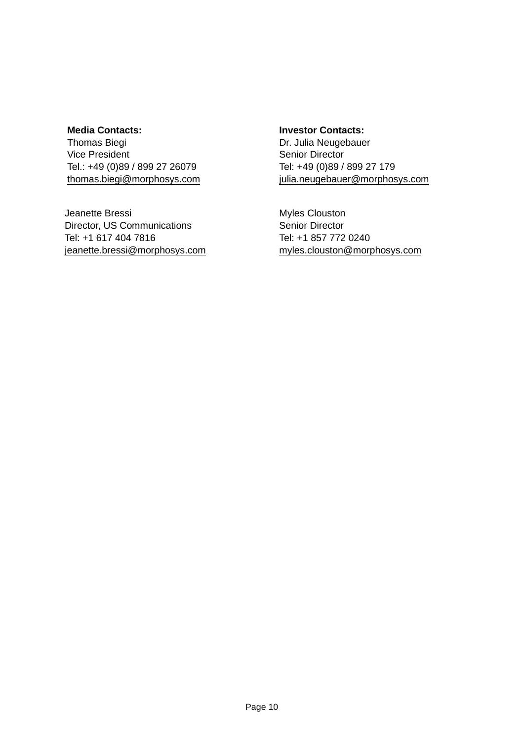**Media Contacts:**
Thomas Biegi
Vice President
Tel.: +49 (0)89 / 899 27 26079
thomas.biegi@morphosys.com

Jeanette Bressi
Director, US Communications
Tel: +1 617 404 7816
jeanette.bressi@morphosys.com

**Investor Contacts:**
Dr. Julia Neugebauer
Senior Director
Tel: +49 (0)89 / 899 27 179
julia.neugebauer@morphosys.com

Myles Clouston
Senior Director
Tel: +1 857 772 0240
myles.clouston@morphosys.com